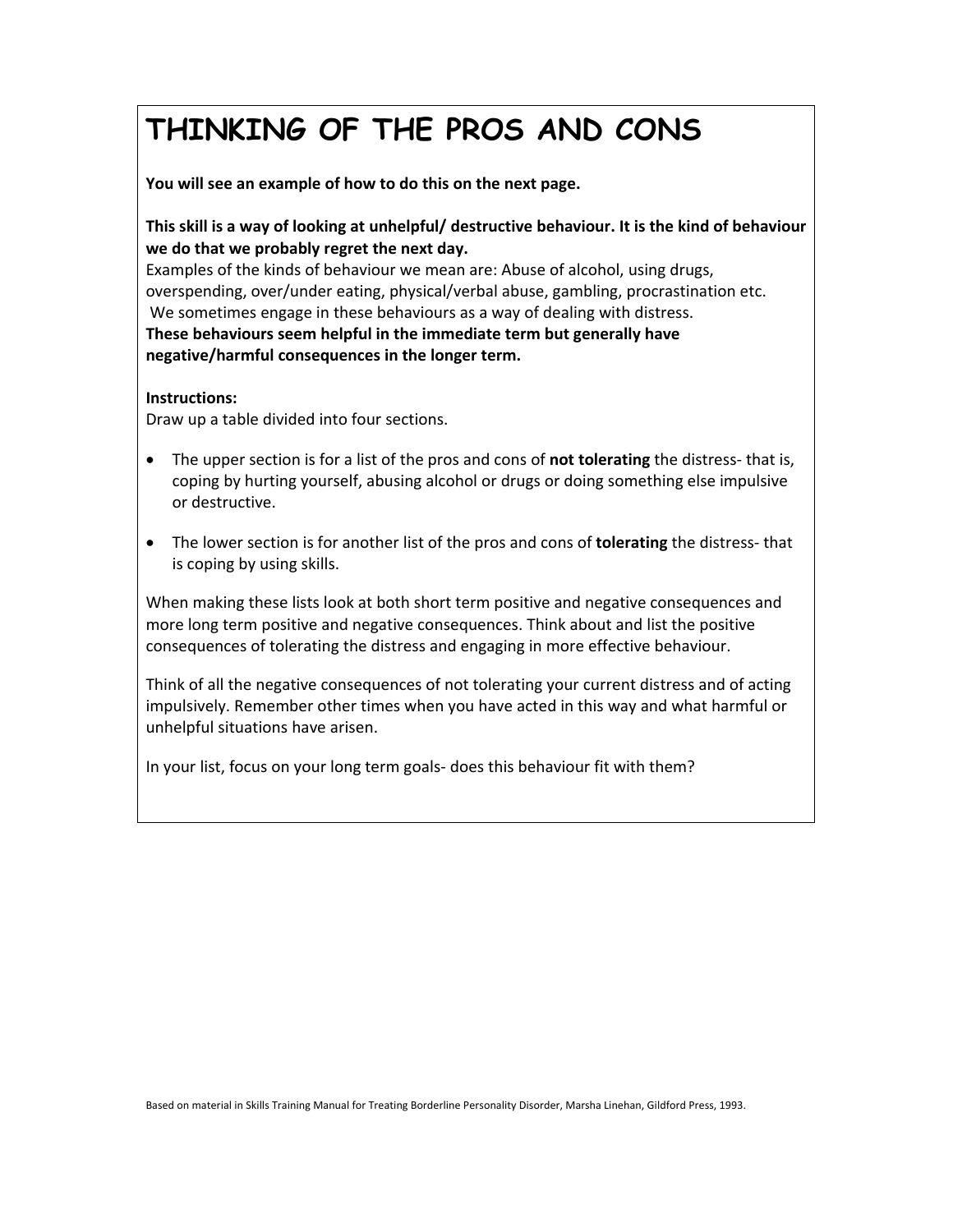# THINKING OF THE PROS AND CONS

**You will see an example of how to do this on the next page.**

**This skill is a way of looking at unhelpful/ destructive behaviour. It is the kind of behaviour we do that we probably regret the next day.**
Examples of the kinds of behaviour we mean are: Abuse of alcohol, using drugs, overspending, over/under eating, physical/verbal abuse, gambling, procrastination etc.
We sometimes engage in these behaviours as a way of dealing with distress.
**These behaviours seem helpful in the immediate term but generally have negative/harmful consequences in the longer term.**

**Instructions:**
Draw up a table divided into four sections.

- The upper section is for a list of the pros and cons of **not tolerating** the distress- that is, coping by hurting yourself, abusing alcohol or drugs or doing something else impulsive or destructive.
- The lower section is for another list of the pros and cons of **tolerating** the distress- that is coping by using skills.

When making these lists look at both short term positive and negative consequences and more long term positive and negative consequences. Think about and list the positive consequences of tolerating the distress and engaging in more effective behaviour.

Think of all the negative consequences of not tolerating your current distress and of acting impulsively. Remember other times when you have acted in this way and what harmful or unhelpful situations have arisen.

In your list, focus on your long term goals- does this behaviour fit with them?

Based on material in Skills Training Manual for Treating Borderline Personality Disorder, Marsha Linehan, Gildford Press, 1993.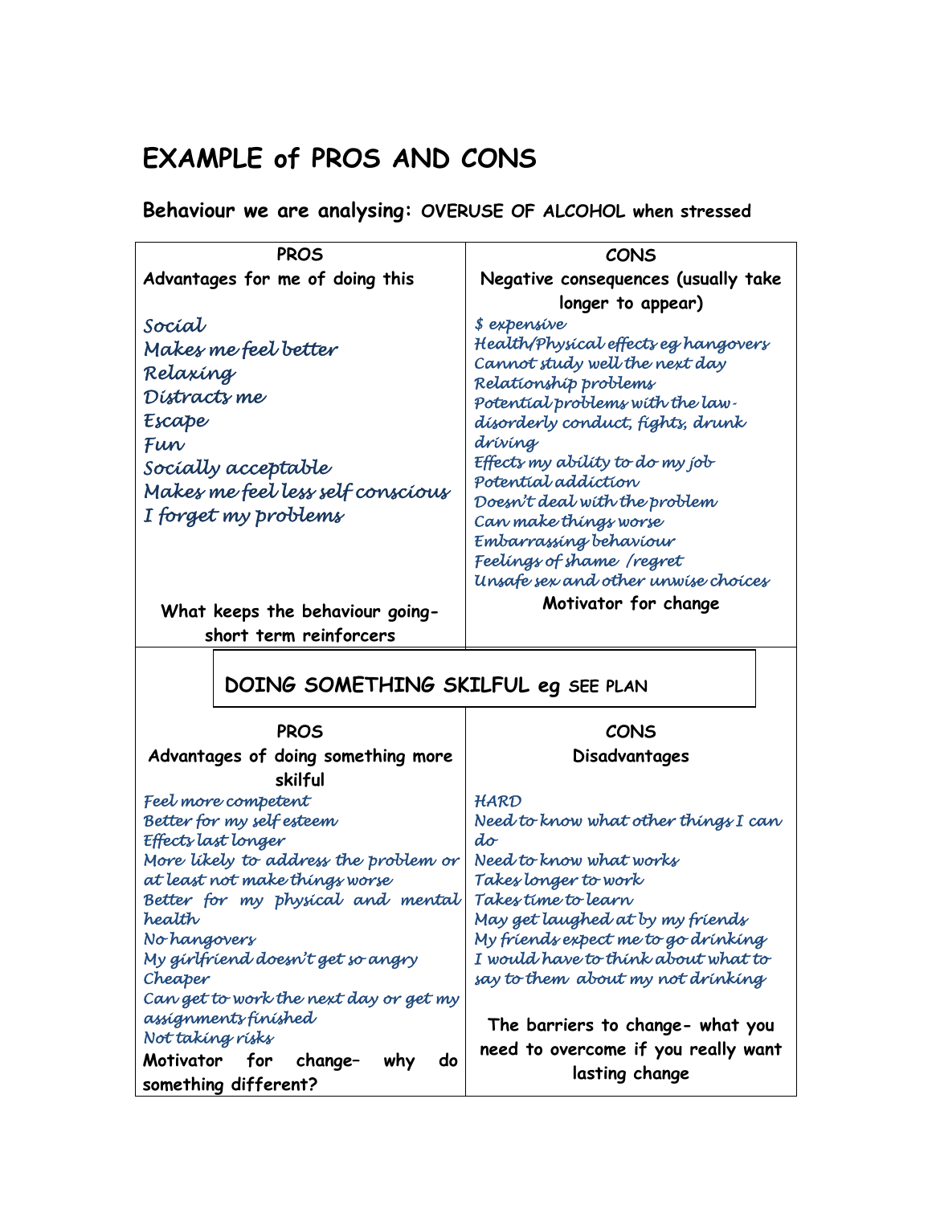# EXAMPLE of PROS AND CONS

**Behaviour we are analysing: OVERUSE OF ALCOHOL when stressed**

| PROS<br>Advantages for me of doing this | CONS<br>Negative consequences (usually take longer to appear) |
|---|---|
| *Social*<br>*Makes me feel better*<br>*Relaxing*<br>*Distracts me*<br>*Escape*<br>*Fun*<br>*Socially acceptable*<br>*Makes me feel less self conscious*<br>*I forget my problems*<br><br>**What keeps the behaviour going- short term reinforcers** | *$ expensive*<br>*Health/Physical effects eg hangovers*<br>*Cannot study well the next day*<br>*Relationship problems*<br>*Potential problems with the law- disorderly conduct, fights, drunk driving*<br>*Effects my ability to do my job*<br>*Potential addiction*<br>*Doesn't deal with the problem*<br>*Can make things worse*<br>*Embarrassing behaviour*<br>*Feelings of shame /regret*<br>*Unsafe sex and other unwise choices*<br>**Motivator for change** |

## DOING SOMETHING SKILFUL eg SEE PLAN

| PROS<br>Advantages of doing something more skilful | CONS<br>Disadvantages |
|---|---|
| *Feel more competent*<br>*Better for my self esteem*<br>*Effects last longer*<br>*More likely to address the problem or at least not make things worse*<br>*Better for my physical and mental health*<br>*No hangovers*<br>*My girlfriend doesn't get so angry*<br>*Cheaper*<br>*Can get to work the next day or get my assignments finished*<br>*Not taking risks*<br>**Motivator for change– why do something different?** | *HARD*<br>*Need to know what other things I can do*<br>*Need to know what works*<br>*Takes longer to work*<br>*Takes time to learn*<br>*May get laughed at by my friends*<br>*My friends expect me to go drinking*<br>*I would have to think about what to say to them about my not drinking*<br><br>**The barriers to change- what you need to overcome if you really want lasting change** |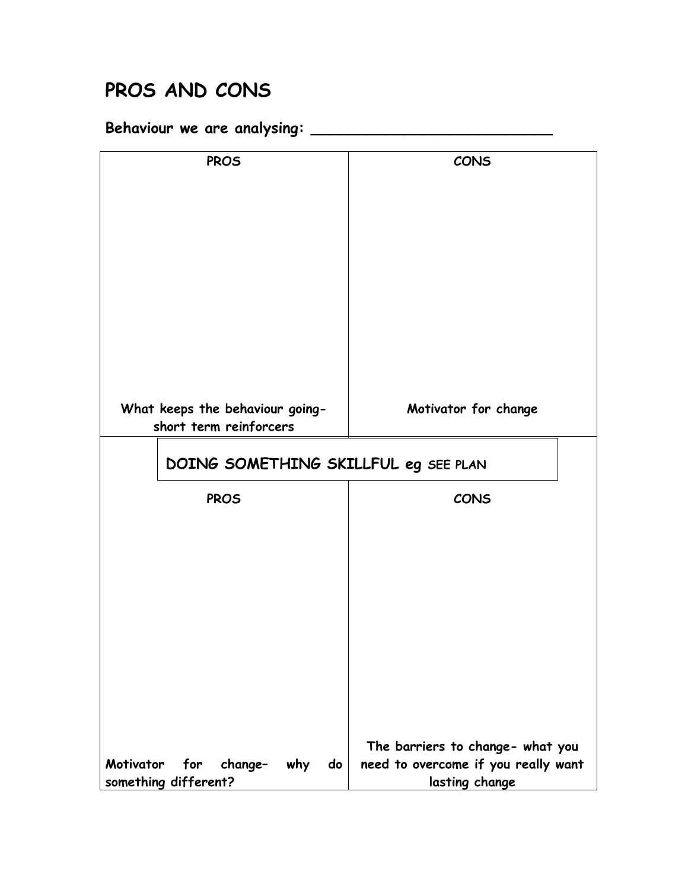# PROS AND CONS

**Behaviour we are analysing: \_\_\_\_\_\_\_\_\_\_\_\_\_\_\_\_\_\_\_\_\_\_\_\_\_\_\_\_**

| PROS | CONS |
|---|---|
| What keeps the behaviour going- short term reinforcers | Motivator for change |

**DOING SOMETHING SKILLFUL eg SEE PLAN**

| PROS | CONS |
|---|---|
| Motivator for change– why do something different? | The barriers to change- what you need to overcome if you really want lasting change |